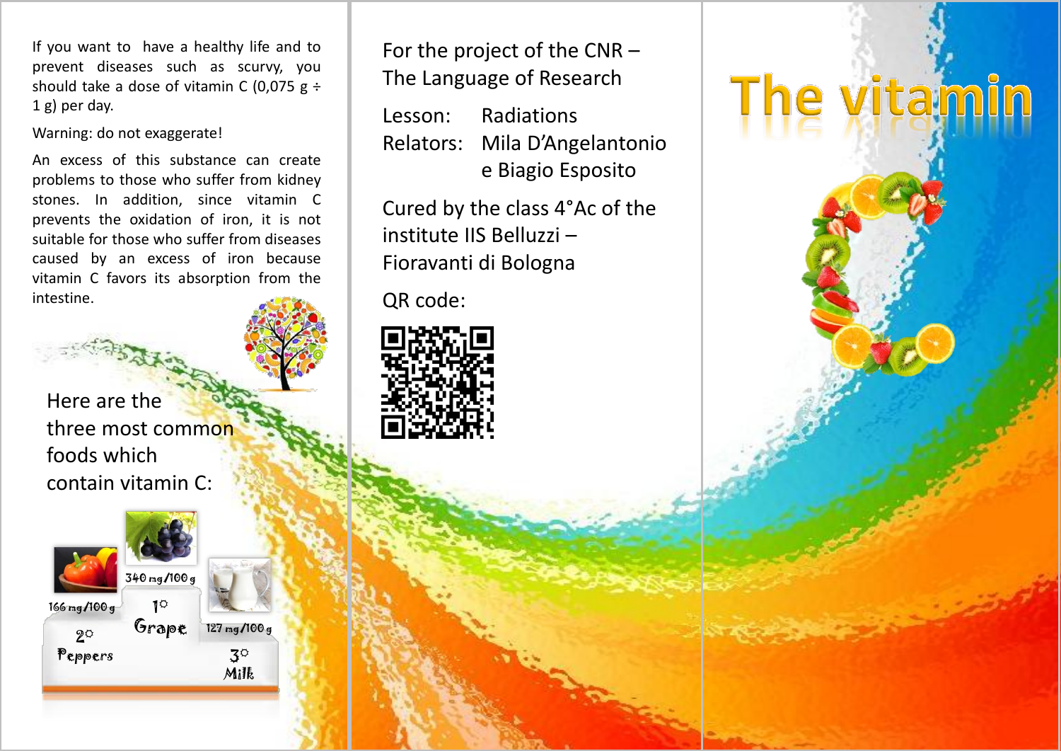If you want to have a healthy life and to prevent diseases such as scurvy, you should take a dose of vitamin C (0,075 g ÷ 1 g) per day.

Warning: do not exaggerate!

An excess of this substance can create problems to those who suffer from kidney stones. In addition, since vitamin C prevents the oxidation of iron, it is not suitable for those who suffer from diseases caused by an excess of iron because vitamin C favors its absorption from the intestine.

Here are the three most common foods which contain vitamin C:

1° Grape – 340 mg/100 g

2° Peppers – 166 mg/100 g

3° Milk – 127 mg/100 g

For the project of the CNR – The Language of Research

Lesson: Radiations

Relators: Mila D'Angelantonio e Biagio Esposito

Cured by the class 4°Ac of the institute IIS Belluzzi – Fioravanti di Bologna

QR code:

# The vitamin C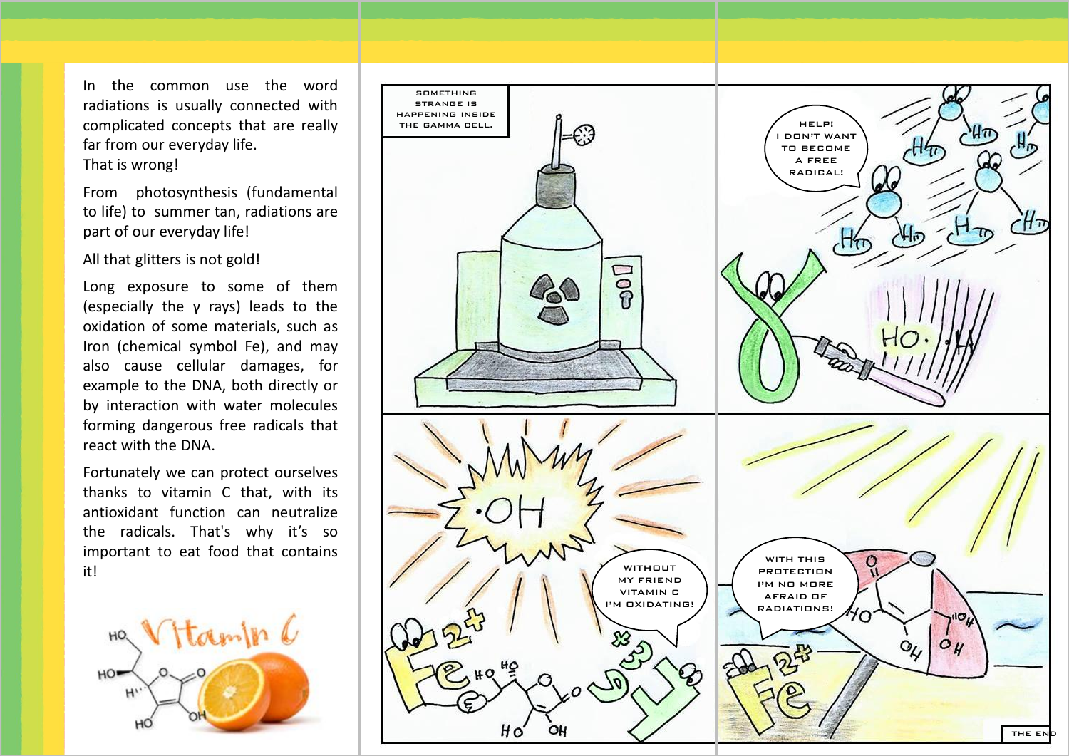In the common use the word radiations is usually connected with complicated concepts that are really far from our everyday life.
That is wrong!

From photosynthesis (fundamental to life) to summer tan, radiations are part of our everyday life!

All that glitters is not gold!

Long exposure to some of them (especially the γ rays) leads to the oxidation of some materials, such as Iron (chemical symbol Fe), and may also cause cellular damages, for example to the DNA, both directly or by interaction with water molecules forming dangerous free radicals that react with the DNA.

Fortunately we can protect ourselves thanks to vitamin C that, with its antioxidant function can neutralize the radicals. That's why it's so important to eat food that contains it!